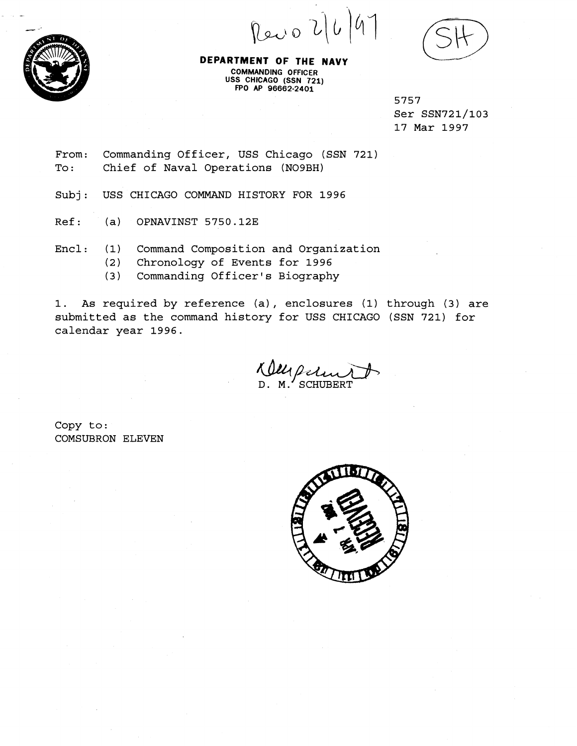Recd 2/6/97

(SH)

**DEPARTMENT OF THE NAVY**
COMMANDING OFFICER
USS CHICAGO (SSN 721)
FPO AP 96662-2401

5757
Ser SSN721/103
17 Mar 1997

From: Commanding Officer, USS Chicago (SSN 721)
To: Chief of Naval Operations (NO9BH)

Subj: USS CHICAGO COMMAND HISTORY FOR 1996

Ref: (a) OPNAVINST 5750.12E

Encl: (1) Command Composition and Organization
(2) Chronology of Events for 1996
(3) Commanding Officer's Biography

1. As required by reference (a), enclosures (1) through (3) are submitted as the command history for USS CHICAGO (SSN 721) for calendar year 1996.

D. M. SCHUBERT

Copy to:
COMSUBRON ELEVEN

RECEIVED
APR 1 1997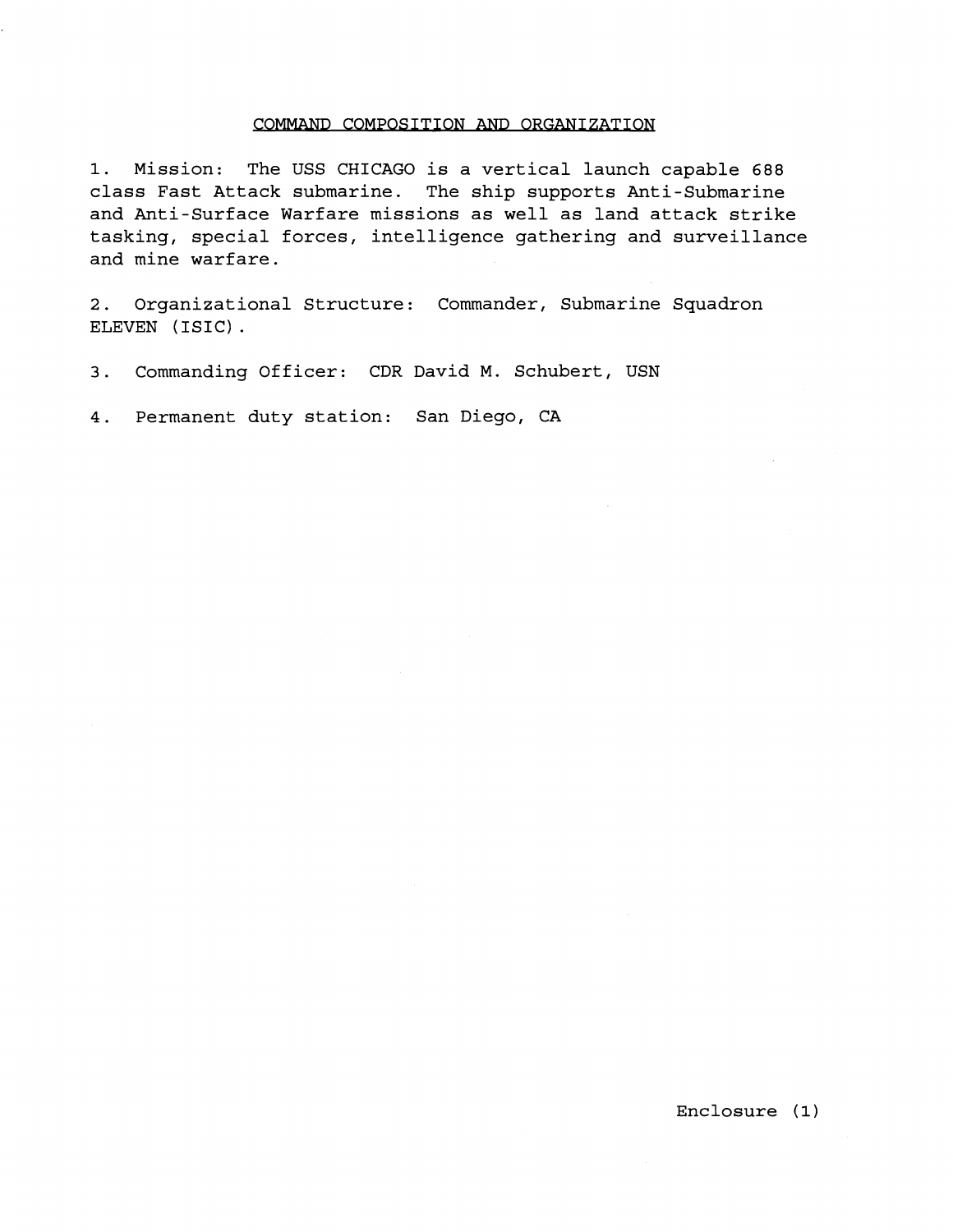## COMMAND COMPOSITION AND ORGANIZATION

1. Mission: The USS CHICAGO is a vertical launch capable 688 class Fast Attack submarine. The ship supports Anti-Submarine and Anti-Surface Warfare missions as well as land attack strike tasking, special forces, intelligence gathering and surveillance and mine warfare.

2. Organizational Structure: Commander, Submarine Squadron ELEVEN (ISIC).

3. Commanding Officer: CDR David M. Schubert, USN

4. Permanent duty station: San Diego, CA

Enclosure (1)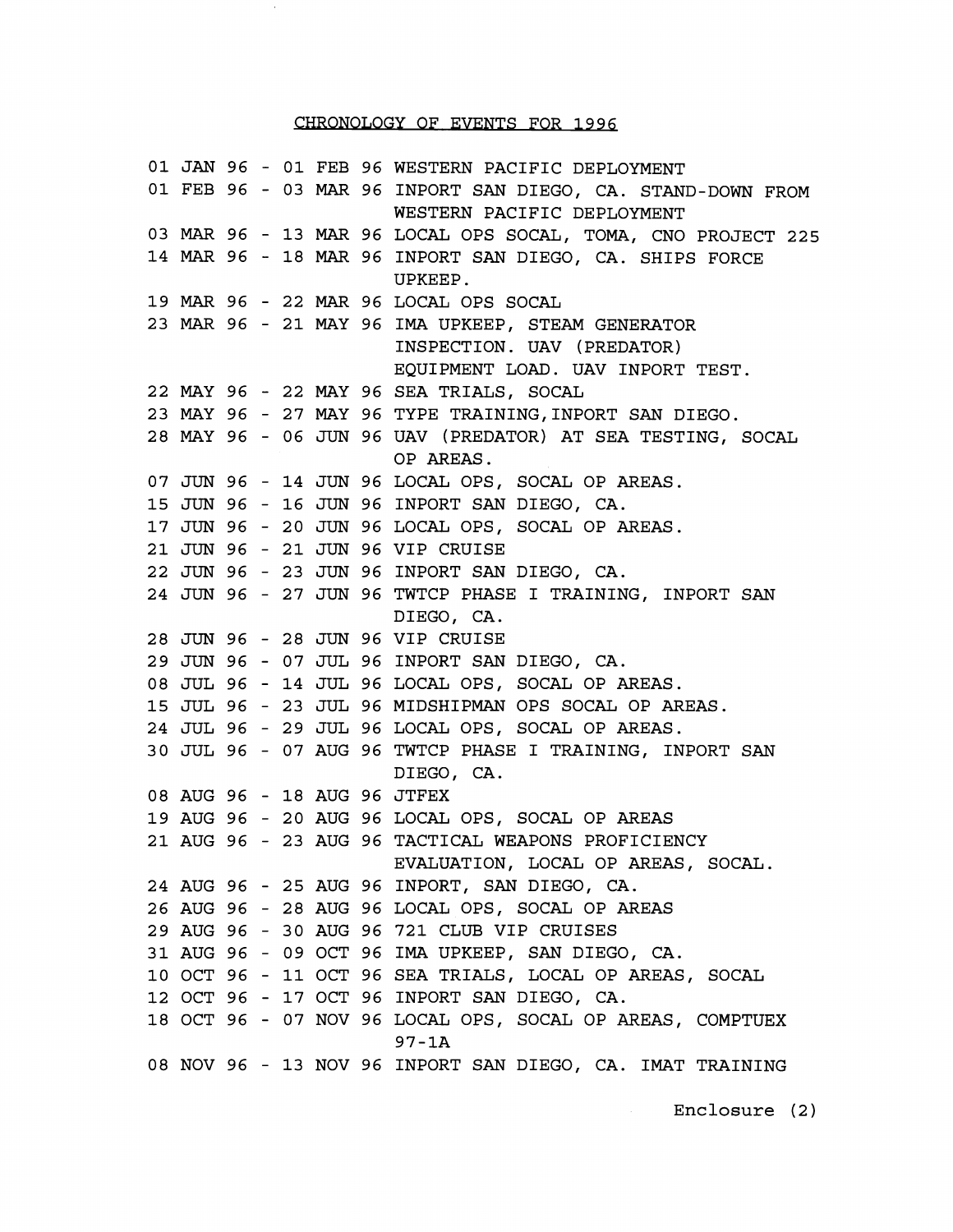## CHRONOLOGY OF EVENTS FOR 1996

| Dates | Event |
|---|---|
| 01 JAN 96 - 01 FEB 96 | WESTERN PACIFIC DEPLOYMENT |
| 01 FEB 96 - 03 MAR 96 | INPORT SAN DIEGO, CA. STAND-DOWN FROM WESTERN PACIFIC DEPLOYMENT |
| 03 MAR 96 - 13 MAR 96 | LOCAL OPS SOCAL, TOMA, CNO PROJECT 225 |
| 14 MAR 96 - 18 MAR 96 | INPORT SAN DIEGO, CA. SHIPS FORCE UPKEEP. |
| 19 MAR 96 - 22 MAR 96 | LOCAL OPS SOCAL |
| 23 MAR 96 - 21 MAY 96 | IMA UPKEEP, STEAM GENERATOR INSPECTION. UAV (PREDATOR) EQUIPMENT LOAD. UAV INPORT TEST. |
| 22 MAY 96 - 22 MAY 96 | SEA TRIALS, SOCAL |
| 23 MAY 96 - 27 MAY 96 | TYPE TRAINING,INPORT SAN DIEGO. |
| 28 MAY 96 - 06 JUN 96 | UAV (PREDATOR) AT SEA TESTING, SOCAL OP AREAS. |
| 07 JUN 96 - 14 JUN 96 | LOCAL OPS, SOCAL OP AREAS. |
| 15 JUN 96 - 16 JUN 96 | INPORT SAN DIEGO, CA. |
| 17 JUN 96 - 20 JUN 96 | LOCAL OPS, SOCAL OP AREAS. |
| 21 JUN 96 - 21 JUN 96 | VIP CRUISE |
| 22 JUN 96 - 23 JUN 96 | INPORT SAN DIEGO, CA. |
| 24 JUN 96 - 27 JUN 96 | TWTCP PHASE I TRAINING, INPORT SAN DIEGO, CA. |
| 28 JUN 96 - 28 JUN 96 | VIP CRUISE |
| 29 JUN 96 - 07 JUL 96 | INPORT SAN DIEGO, CA. |
| 08 JUL 96 - 14 JUL 96 | LOCAL OPS, SOCAL OP AREAS. |
| 15 JUL 96 - 23 JUL 96 | MIDSHIPMAN OPS SOCAL OP AREAS. |
| 24 JUL 96 - 29 JUL 96 | LOCAL OPS, SOCAL OP AREAS. |
| 30 JUL 96 - 07 AUG 96 | TWTCP PHASE I TRAINING, INPORT SAN DIEGO, CA. |
| 08 AUG 96 - 18 AUG 96 | JTFEX |
| 19 AUG 96 - 20 AUG 96 | LOCAL OPS, SOCAL OP AREAS |
| 21 AUG 96 - 23 AUG 96 | TACTICAL WEAPONS PROFICIENCY EVALUATION, LOCAL OP AREAS, SOCAL. |
| 24 AUG 96 - 25 AUG 96 | INPORT, SAN DIEGO, CA. |
| 26 AUG 96 - 28 AUG 96 | LOCAL OPS, SOCAL OP AREAS |
| 29 AUG 96 - 30 AUG 96 | 721 CLUB VIP CRUISES |
| 31 AUG 96 - 09 OCT 96 | IMA UPKEEP, SAN DIEGO, CA. |
| 10 OCT 96 - 11 OCT 96 | SEA TRIALS, LOCAL OP AREAS, SOCAL |
| 12 OCT 96 - 17 OCT 96 | INPORT SAN DIEGO, CA. |
| 18 OCT 96 - 07 NOV 96 | LOCAL OPS, SOCAL OP AREAS, COMPTUEX 97-1A |
| 08 NOV 96 - 13 NOV 96 | INPORT SAN DIEGO, CA. IMAT TRAINING |

Enclosure (2)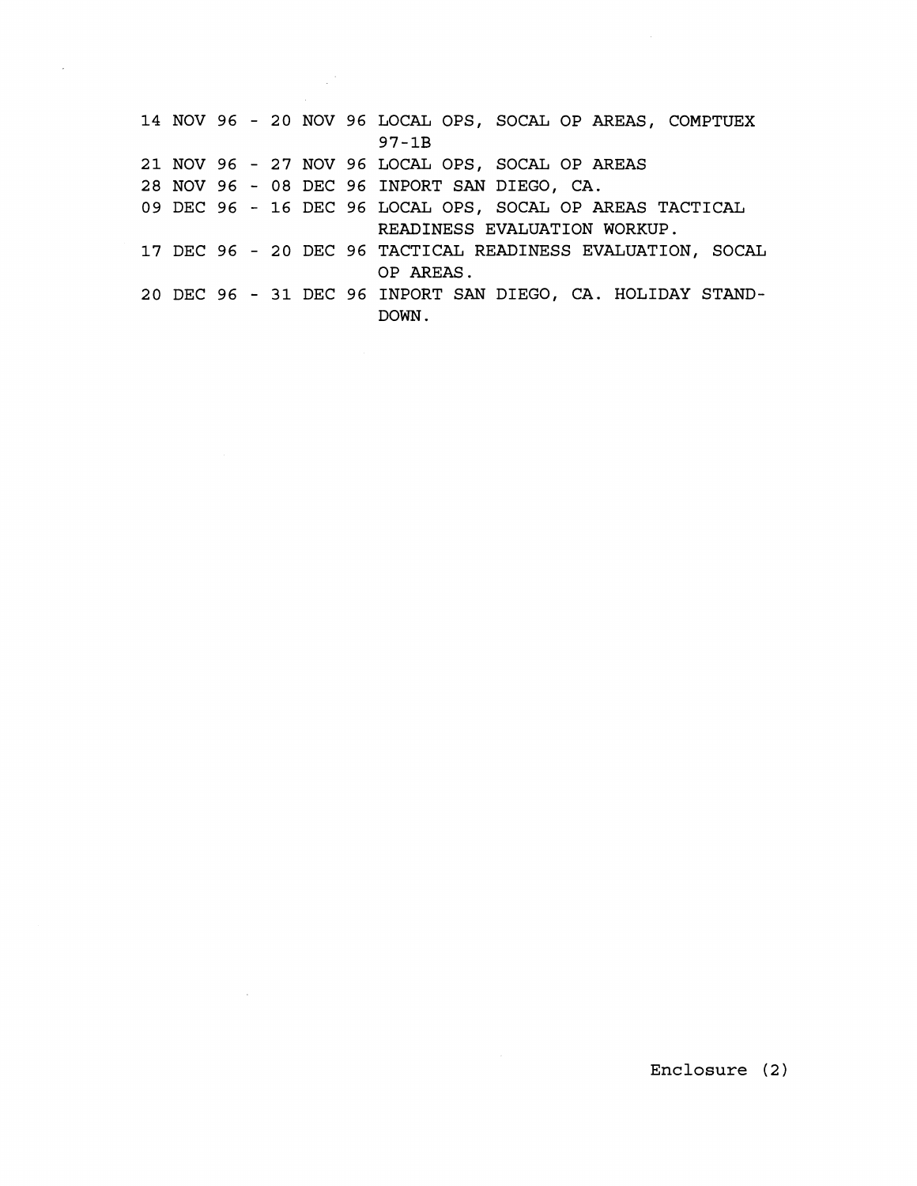| | |
|---|---|
| 14 NOV 96 - 20 NOV 96 | LOCAL OPS, SOCAL OP AREAS, COMPTUEX 97-1B |
| 21 NOV 96 - 27 NOV 96 | LOCAL OPS, SOCAL OP AREAS |
| 28 NOV 96 - 08 DEC 96 | INPORT SAN DIEGO, CA. |
| 09 DEC 96 - 16 DEC 96 | LOCAL OPS, SOCAL OP AREAS TACTICAL READINESS EVALUATION WORKUP. |
| 17 DEC 96 - 20 DEC 96 | TACTICAL READINESS EVALUATION, SOCAL OP AREAS. |
| 20 DEC 96 - 31 DEC 96 | INPORT SAN DIEGO, CA. HOLIDAY STAND-DOWN. |

Enclosure (2)